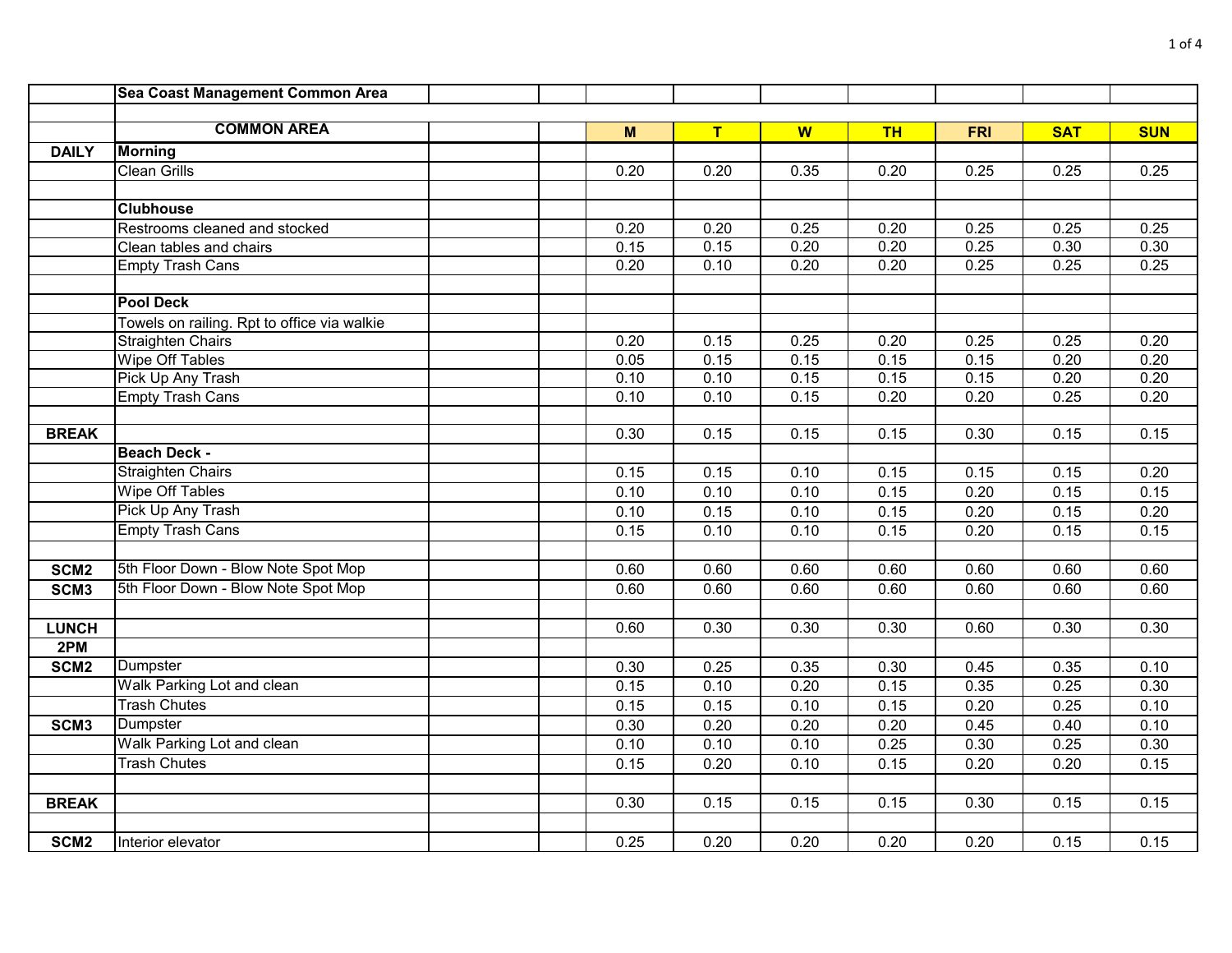| | Sea Coast Management Common Area | | | | | | | | | |
|---|---|---|---|---|---|---|---|---|---|---|
| | | | | | | | | | | |
| | **COMMON AREA** | | | **M** | **T** | **W** | **TH** | **FRI** | **SAT** | **SUN** |
| **DAILY** | **Morning** | | | | | | | | | |
| | Clean Grills | | | 0.20 | 0.20 | 0.35 | 0.20 | 0.25 | 0.25 | 0.25 |
| | | | | | | | | | | |
| | **Clubhouse** | | | | | | | | | |
| | Restrooms cleaned and stocked | | | 0.20 | 0.20 | 0.25 | 0.20 | 0.25 | 0.25 | 0.25 |
| | Clean tables and chairs | | | 0.15 | 0.15 | 0.20 | 0.20 | 0.25 | 0.30 | 0.30 |
| | Empty Trash Cans | | | 0.20 | 0.10 | 0.20 | 0.20 | 0.25 | 0.25 | 0.25 |
| | | | | | | | | | | |
| | **Pool Deck** | | | | | | | | | |
| | Towels on railing. Rpt to office via walkie | | | | | | | | | |
| | Straighten Chairs | | | 0.20 | 0.15 | 0.25 | 0.20 | 0.25 | 0.25 | 0.20 |
| | Wipe Off Tables | | | 0.05 | 0.15 | 0.15 | 0.15 | 0.15 | 0.20 | 0.20 |
| | Pick Up Any Trash | | | 0.10 | 0.10 | 0.15 | 0.15 | 0.15 | 0.20 | 0.20 |
| | Empty Trash Cans | | | 0.10 | 0.10 | 0.15 | 0.20 | 0.20 | 0.25 | 0.20 |
| | | | | | | | | | | |
| **BREAK** | | | | 0.30 | 0.15 | 0.15 | 0.15 | 0.30 | 0.15 | 0.15 |
| | **Beach Deck -** | | | | | | | | | |
| | Straighten Chairs | | | 0.15 | 0.15 | 0.10 | 0.15 | 0.15 | 0.15 | 0.20 |
| | Wipe Off Tables | | | 0.10 | 0.10 | 0.10 | 0.15 | 0.20 | 0.15 | 0.15 |
| | Pick Up Any Trash | | | 0.10 | 0.15 | 0.10 | 0.15 | 0.20 | 0.15 | 0.20 |
| | Empty Trash Cans | | | 0.15 | 0.10 | 0.10 | 0.15 | 0.20 | 0.15 | 0.15 |
| | | | | | | | | | | |
| **SCM2** | 5th Floor Down - Blow Note Spot Mop | | | 0.60 | 0.60 | 0.60 | 0.60 | 0.60 | 0.60 | 0.60 |
| **SCM3** | 5th Floor Down - Blow Note Spot Mop | | | 0.60 | 0.60 | 0.60 | 0.60 | 0.60 | 0.60 | 0.60 |
| | | | | | | | | | | |
| **LUNCH** | | | | 0.60 | 0.30 | 0.30 | 0.30 | 0.60 | 0.30 | 0.30 |
| **2PM** | | | | | | | | | | |
| **SCM2** | Dumpster | | | 0.30 | 0.25 | 0.35 | 0.30 | 0.45 | 0.35 | 0.10 |
| | Walk Parking Lot and clean | | | 0.15 | 0.10 | 0.20 | 0.15 | 0.35 | 0.25 | 0.30 |
| | Trash Chutes | | | 0.15 | 0.15 | 0.10 | 0.15 | 0.20 | 0.25 | 0.10 |
| **SCM3** | Dumpster | | | 0.30 | 0.20 | 0.20 | 0.20 | 0.45 | 0.40 | 0.10 |
| | Walk Parking Lot and clean | | | 0.10 | 0.10 | 0.10 | 0.25 | 0.30 | 0.25 | 0.30 |
| | Trash Chutes | | | 0.15 | 0.20 | 0.10 | 0.15 | 0.20 | 0.20 | 0.15 |
| | | | | | | | | | | |
| **BREAK** | | | | 0.30 | 0.15 | 0.15 | 0.15 | 0.30 | 0.15 | 0.15 |
| | | | | | | | | | | |
| **SCM2** | Interior elevator | | | 0.25 | 0.20 | 0.20 | 0.20 | 0.20 | 0.15 | 0.15 |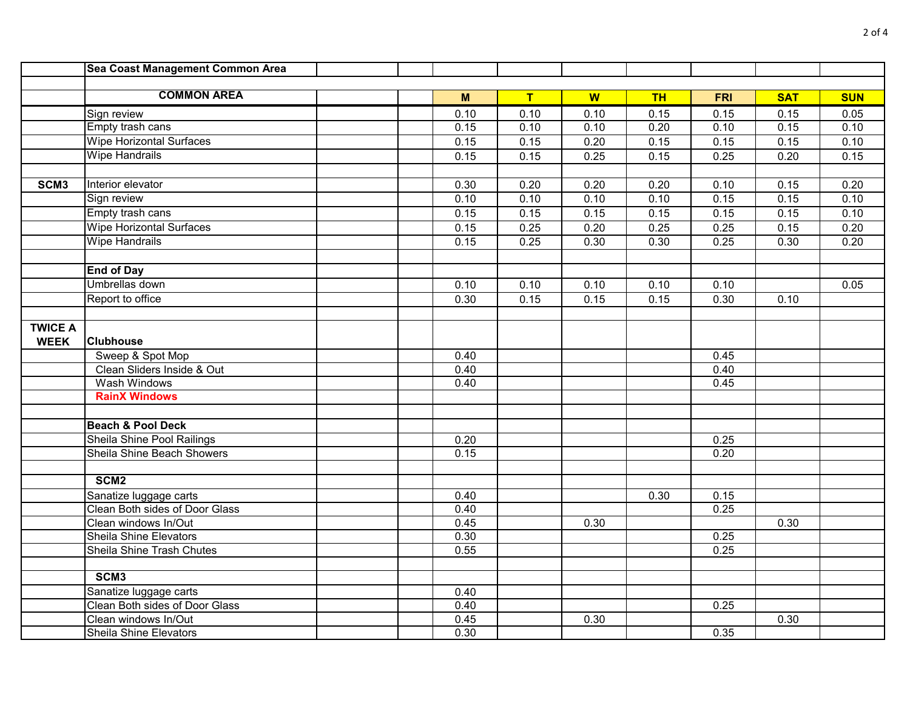| | Sea Coast Management Common Area | | | | | | | | | |
|---|---|---|---|---|---|---|---|---|---|---|
| | | | | | | | | | | |
| | **COMMON AREA** | | | **M** | **T** | **W** | **TH** | **FRI** | **SAT** | **SUN** |
| | Sign review | | | 0.10 | 0.10 | 0.10 | 0.15 | 0.15 | 0.15 | 0.05 |
| | Empty trash cans | | | 0.15 | 0.10 | 0.10 | 0.20 | 0.10 | 0.15 | 0.10 |
| | Wipe Horizontal Surfaces | | | 0.15 | 0.15 | 0.20 | 0.15 | 0.15 | 0.15 | 0.10 |
| | Wipe Handrails | | | 0.15 | 0.15 | 0.25 | 0.15 | 0.25 | 0.20 | 0.15 |
| | | | | | | | | | | |
| **SCM3** | Interior elevator | | | 0.30 | 0.20 | 0.20 | 0.20 | 0.10 | 0.15 | 0.20 |
| | Sign review | | | 0.10 | 0.10 | 0.10 | 0.10 | 0.15 | 0.15 | 0.10 |
| | Empty trash cans | | | 0.15 | 0.15 | 0.15 | 0.15 | 0.15 | 0.15 | 0.10 |
| | Wipe Horizontal Surfaces | | | 0.15 | 0.25 | 0.20 | 0.25 | 0.25 | 0.15 | 0.20 |
| | Wipe Handrails | | | 0.15 | 0.25 | 0.30 | 0.30 | 0.25 | 0.30 | 0.20 |
| | | | | | | | | | | |
| | **End of Day** | | | | | | | | | |
| | Umbrellas down | | | 0.10 | 0.10 | 0.10 | 0.10 | 0.10 | | 0.05 |
| | Report to office | | | 0.30 | 0.15 | 0.15 | 0.15 | 0.30 | 0.10 | |
| | | | | | | | | | | |
| **TWICE A WEEK** | **Clubhouse** | | | | | | | | | |
| | Sweep & Spot Mop | | | 0.40 | | | | 0.45 | | |
| | Clean Sliders Inside & Out | | | 0.40 | | | | 0.40 | | |
| | Wash Windows | | | 0.40 | | | | 0.45 | | |
| | **RainX Windows** | | | | | | | | | |
| | | | | | | | | | | |
| | **Beach & Pool Deck** | | | | | | | | | |
| | Sheila Shine Pool Railings | | | 0.20 | | | | 0.25 | | |
| | Sheila Shine Beach Showers | | | 0.15 | | | | 0.20 | | |
| | | | | | | | | | | |
| | **SCM2** | | | | | | | | | |
| | Sanatize luggage carts | | | 0.40 | | | 0.30 | 0.15 | | |
| | Clean Both sides of Door Glass | | | 0.40 | | | | 0.25 | | |
| | Clean windows In/Out | | | 0.45 | | 0.30 | | | 0.30 | |
| | Sheila Shine Elevators | | | 0.30 | | | | 0.25 | | |
| | Sheila Shine Trash Chutes | | | 0.55 | | | | 0.25 | | |
| | | | | | | | | | | |
| | **SCM3** | | | | | | | | | |
| | Sanatize luggage carts | | | 0.40 | | | | | | |
| | Clean Both sides of Door Glass | | | 0.40 | | | | 0.25 | | |
| | Clean windows In/Out | | | 0.45 | | 0.30 | | | 0.30 | |
| | Sheila Shine Elevators | | | 0.30 | | | | 0.35 | | |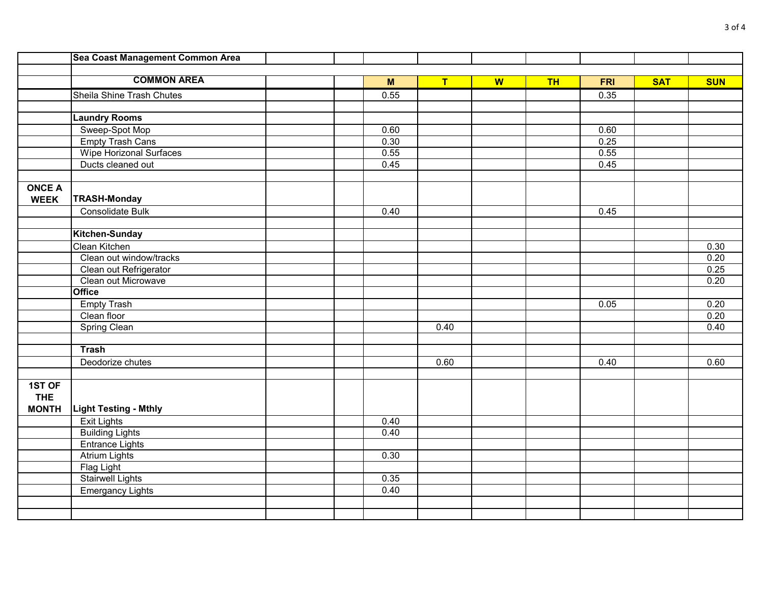| | Sea Coast Management Common Area | | | | | | | | | |
|---|---|---|---|---|---|---|---|---|---|---|
| | | | | | | | | | | |
| | **COMMON AREA** | | | **M** | **T** | **W** | **TH** | **FRI** | **SAT** | **SUN** |
| | Sheila Shine Trash Chutes | | | 0.55 | | | | 0.35 | | |
| | | | | | | | | | | |
| | **Laundry Rooms** | | | | | | | | | |
| | Sweep-Spot Mop | | | 0.60 | | | | 0.60 | | |
| | Empty Trash Cans | | | 0.30 | | | | 0.25 | | |
| | Wipe Horizonal Surfaces | | | 0.55 | | | | 0.55 | | |
| | Ducts cleaned out | | | 0.45 | | | | 0.45 | | |
| | | | | | | | | | | |
| **ONCE A WEEK** | **TRASH-Monday** | | | | | | | | | |
| | Consolidate Bulk | | | 0.40 | | | | 0.45 | | |
| | | | | | | | | | | |
| | **Kitchen-Sunday** | | | | | | | | | |
| | Clean Kitchen | | | | | | | | | 0.30 |
| | Clean out window/tracks | | | | | | | | | 0.20 |
| | Clean out Refrigerator | | | | | | | | | 0.25 |
| | Clean out Microwave | | | | | | | | | 0.20 |
| | **Office** | | | | | | | | | |
| | Empty Trash | | | | | | | 0.05 | | 0.20 |
| | Clean floor | | | | | | | | | 0.20 |
| | Spring Clean | | | | 0.40 | | | | | 0.40 |
| | | | | | | | | | | |
| | **Trash** | | | | | | | | | |
| | Deodorize chutes | | | | 0.60 | | | 0.40 | | 0.60 |
| | | | | | | | | | | |
| **1ST OF THE MONTH** | **Light Testing - Mthly** | | | | | | | | | |
| | Exit Lights | | | 0.40 | | | | | | |
| | Building Lights | | | 0.40 | | | | | | |
| | Entrance Lights | | | | | | | | | |
| | Atrium Lights | | | 0.30 | | | | | | |
| | Flag Light | | | | | | | | | |
| | Stairwell Lights | | | 0.35 | | | | | | |
| | Emergancy Lights | | | 0.40 | | | | | | |
| | | | | | | | | | | |
| | | | | | | | | | | |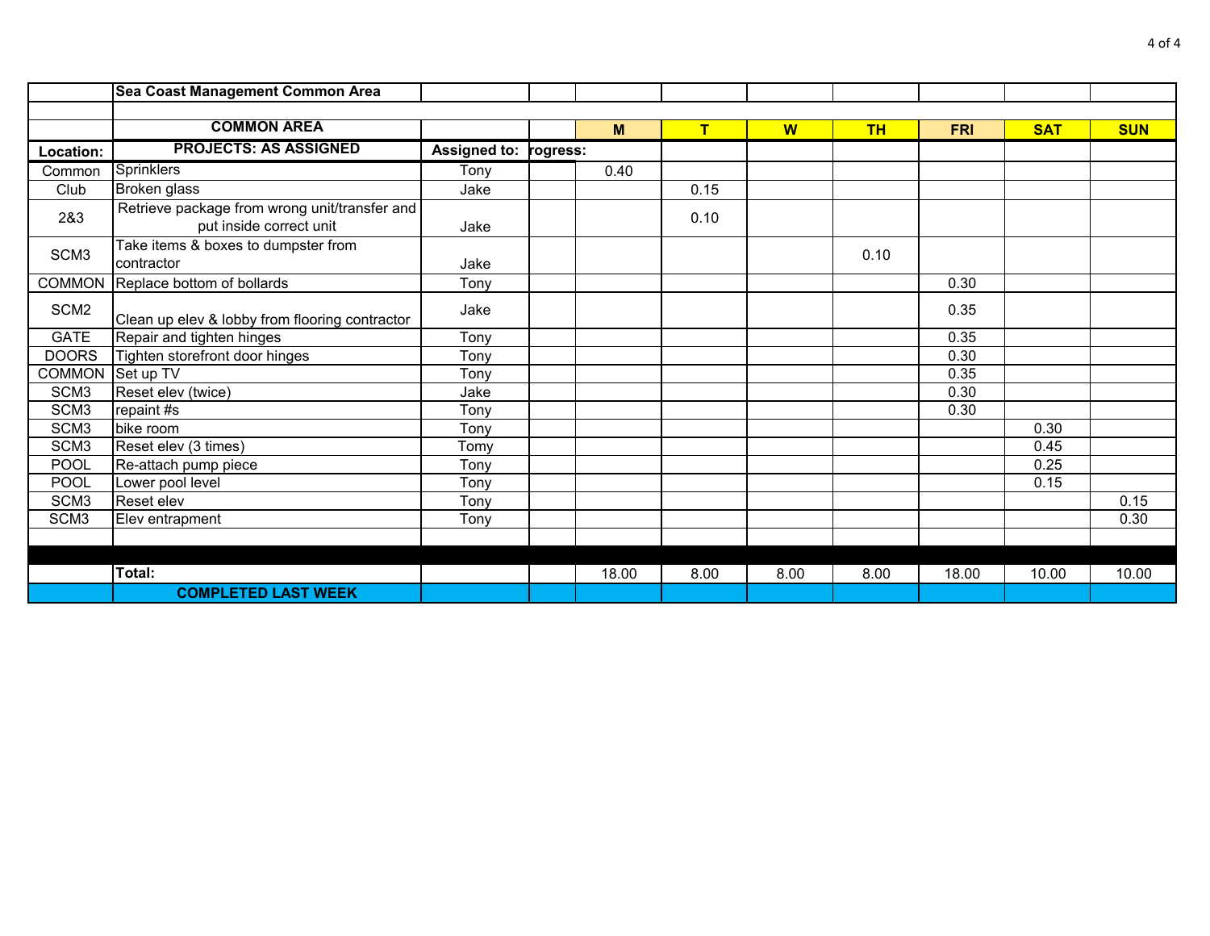| | Sea Coast Management Common Area | | | | | | | | | |
|---|---|---|---|---|---|---|---|---|---|---|
| | | | | | | | | | | |
| | **COMMON AREA** | | | **M** | **T** | **W** | **TH** | **FRI** | **SAT** | **SUN** |
| **Location:** | **PROJECTS: AS ASSIGNED** | **Assigned to:** | **rogress:** | | | | | | | |
| Common | Sprinklers | Tony | | 0.40 | | | | | | |
| Club | Broken glass | Jake | | | 0.15 | | | | | |
| 2&3 | Retrieve package from wrong unit/transfer and put inside correct unit | Jake | | | 0.10 | | | | | |
| SCM3 | Take items & boxes to dumpster from contractor | Jake | | | | | 0.10 | | | |
| COMMON | Replace bottom of bollards | Tony | | | | | | 0.30 | | |
| SCM2 | Clean up elev & lobby from flooring contractor | Jake | | | | | | 0.35 | | |
| GATE | Repair and tighten hinges | Tony | | | | | | 0.35 | | |
| DOORS | Tighten storefront door hinges | Tony | | | | | | 0.30 | | |
| COMMON | Set up TV | Tony | | | | | | 0.35 | | |
| SCM3 | Reset elev (twice) | Jake | | | | | | 0.30 | | |
| SCM3 | repaint #s | Tony | | | | | | 0.30 | | |
| SCM3 | bike room | Tony | | | | | | | 0.30 | |
| SCM3 | Reset elev (3 times) | Tomy | | | | | | | 0.45 | |
| POOL | Re-attach pump piece | Tony | | | | | | | 0.25 | |
| POOL | Lower pool level | Tony | | | | | | | 0.15 | |
| SCM3 | Reset elev | Tony | | | | | | | | 0.15 |
| SCM3 | Elev entrapment | Tony | | | | | | | | 0.30 |
| | | | | | | | | | | |
| | | | | | | | | | | |
| | **Total:** | | | 18.00 | 8.00 | 8.00 | 8.00 | 18.00 | 10.00 | 10.00 |
| | **COMPLETED LAST WEEK** | | | | | | | | | |